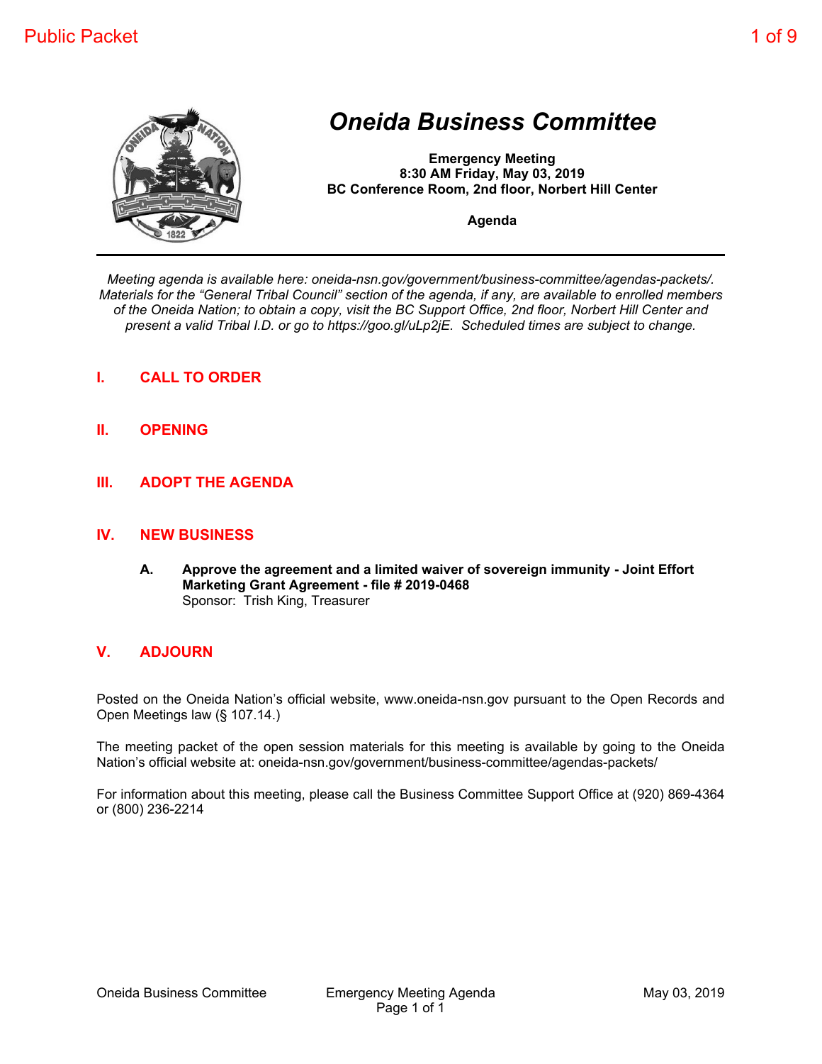# Oneida Business Committee

**Emergency Meeting**
**8:30 AM Friday, May 03, 2019**
**BC Conference Room, 2nd floor, Norbert Hill Center**

**Agenda**

---

*Meeting agenda is available here: oneida-nsn.gov/government/business-committee/agendas-packets/. Materials for the "General Tribal Council" section of the agenda, if any, are available to enrolled members of the Oneida Nation; to obtain a copy, visit the BC Support Office, 2nd floor, Norbert Hill Center and present a valid Tribal I.D. or go to https://goo.gl/uLp2jE. Scheduled times are subject to change.*

## I. CALL TO ORDER

## II. OPENING

## III. ADOPT THE AGENDA

## IV. NEW BUSINESS

**A. Approve the agreement and a limited waiver of sovereign immunity - Joint Effort Marketing Grant Agreement - file # 2019-0468**
Sponsor: Trish King, Treasurer

## V. ADJOURN

Posted on the Oneida Nation's official website, www.oneida-nsn.gov pursuant to the Open Records and Open Meetings law (§ 107.14.)

The meeting packet of the open session materials for this meeting is available by going to the Oneida Nation's official website at: oneida-nsn.gov/government/business-committee/agendas-packets/

For information about this meeting, please call the Business Committee Support Office at (920) 869-4364 or (800) 236-2214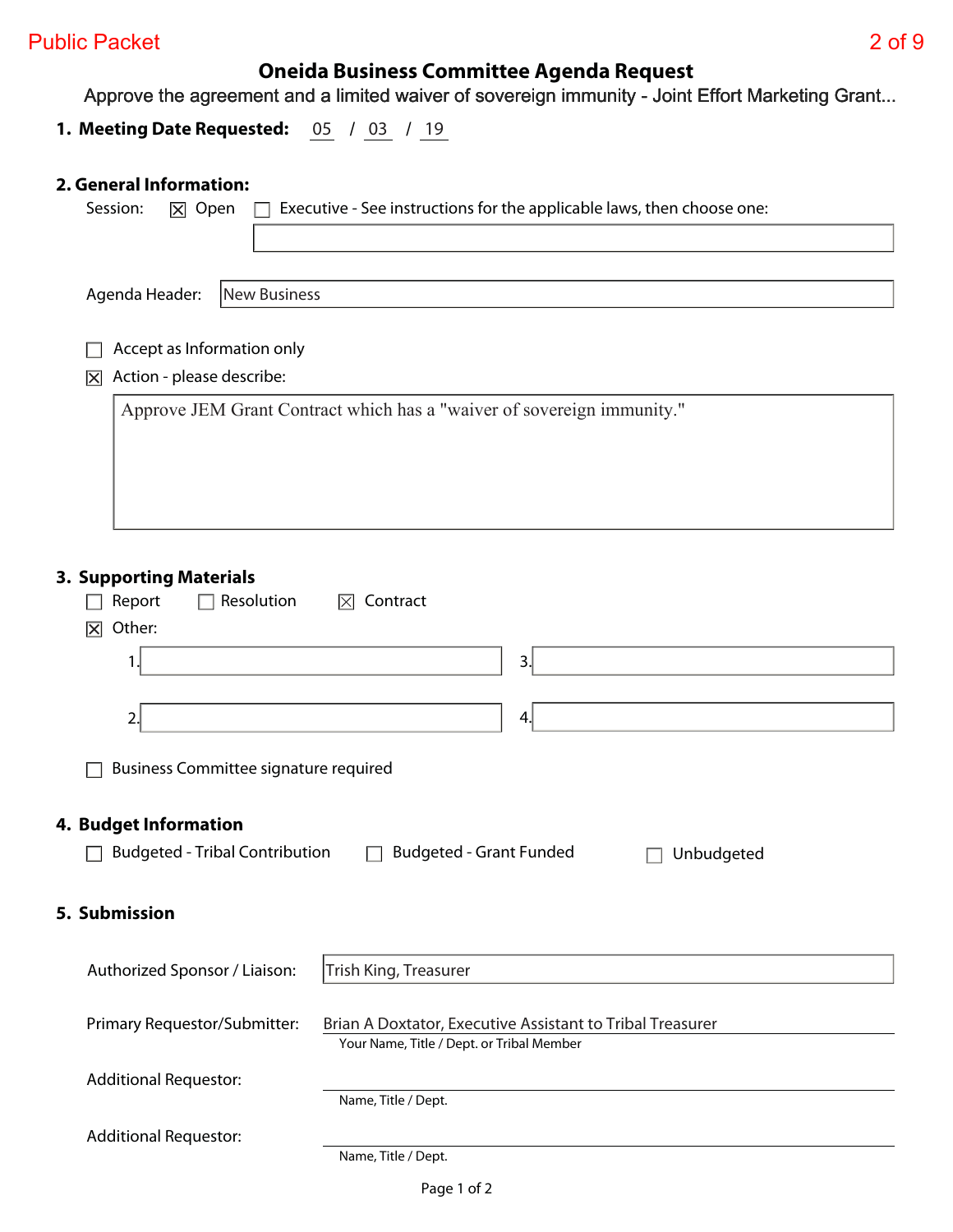# Oneida Business Committee Agenda Request

Approve the agreement and a limited waiver of sovereign immunity - Joint Effort Marketing Grant...

**1. Meeting Date Requested:** 05 / 03 / 19

## 2. General Information:

Session: ☒ Open ☐ Executive - See instructions for the applicable laws, then choose one:

Agenda Header: New Business

☐ Accept as Information only

☒ Action - please describe:

Approve JEM Grant Contract which has a "waiver of sovereign immunity."

## 3. Supporting Materials

☐ Report ☐ Resolution ☒ Contract

☒ Other:

1.
2.
3.
4.

☐ Business Committee signature required

## 4. Budget Information

☐ Budgeted - Tribal Contribution ☐ Budgeted - Grant Funded ☐ Unbudgeted

## 5. Submission

Authorized Sponsor / Liaison: Trish King, Treasurer

Primary Requestor/Submitter: Brian A Doxtator, Executive Assistant to Tribal Treasurer
Your Name, Title / Dept. or Tribal Member

Additional Requestor:
Name, Title / Dept.

Additional Requestor:
Name, Title / Dept.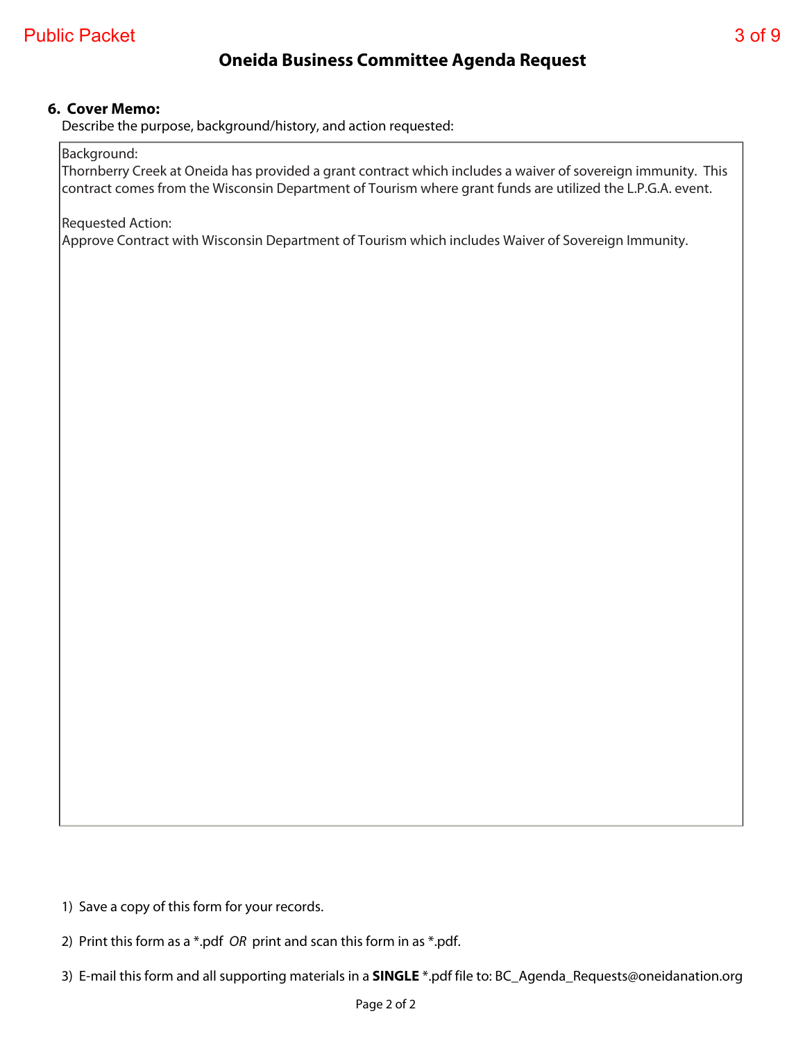# Oneida Business Committee Agenda Request

**6. Cover Memo:**

Describe the purpose, background/history, and action requested:

Background:
Thornberry Creek at Oneida has provided a grant contract which includes a waiver of sovereign immunity. This contract comes from the Wisconsin Department of Tourism where grant funds are utilized the L.P.G.A. event.

Requested Action:
Approve Contract with Wisconsin Department of Tourism which includes Waiver of Sovereign Immunity.

1) Save a copy of this form for your records.

2) Print this form as a *.pdf *OR* print and scan this form in as *.pdf.

3) E-mail this form and all supporting materials in a **SINGLE** *.pdf file to: BC_Agenda_Requests@oneidanation.org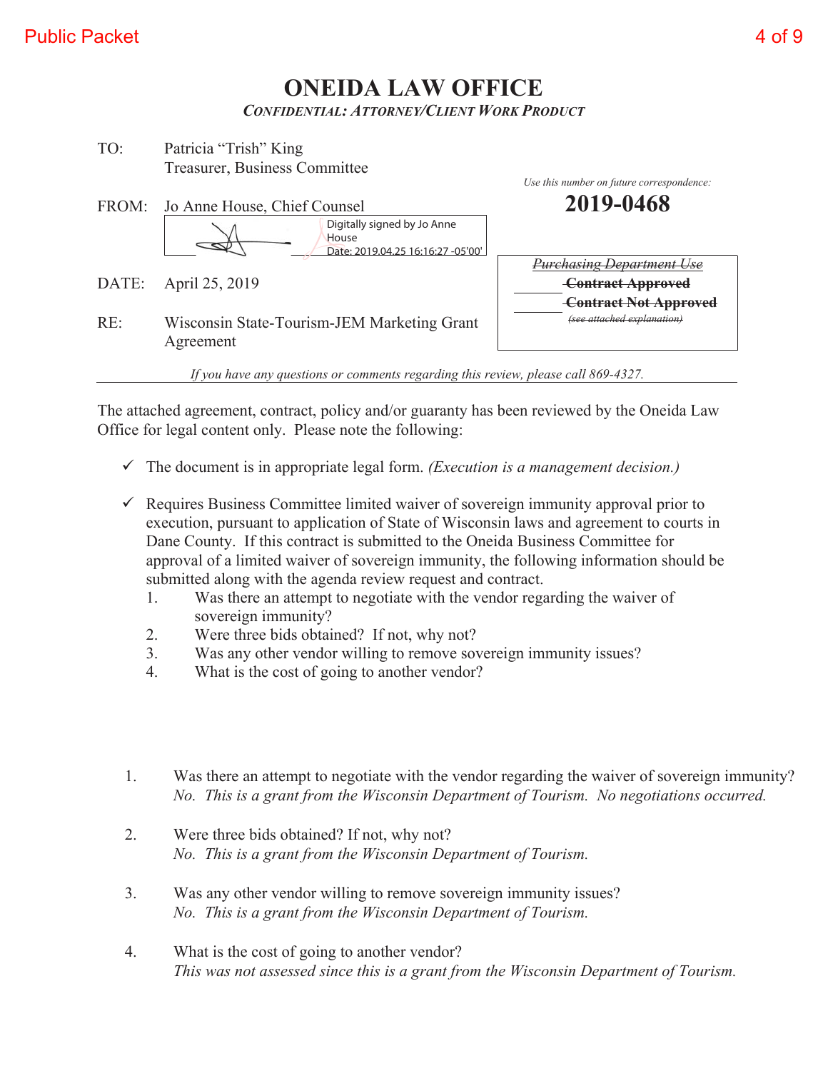# ONEIDA LAW OFFICE

*CONFIDENTIAL: ATTORNEY/CLIENT WORK PRODUCT*

TO: Patricia "Trish" King
Treasurer, Business Committee

FROM: Jo Anne House, Chief Counsel

Digitally signed by Jo Anne House
Date: 2019.04.25 16:16:27 -05'00'

DATE: April 25, 2019

RE: Wisconsin State-Tourism-JEM Marketing Grant Agreement

*Use this number on future correspondence:*

**2019-0468**

~~*Purchasing Department Use*~~
_______ ~~**Contract Approved**~~
_______ ~~**Contract Not Approved**~~
~~*(see attached explanation)*~~

*If you have any questions or comments regarding this review, please call 869-4327.*

---

The attached agreement, contract, policy and/or guaranty has been reviewed by the Oneida Law Office for legal content only. Please note the following:

- ✓ The document is in appropriate legal form. *(Execution is a management decision.)*

- ✓ Requires Business Committee limited waiver of sovereign immunity approval prior to execution, pursuant to application of State of Wisconsin laws and agreement to courts in Dane County. If this contract is submitted to the Oneida Business Committee for approval of a limited waiver of sovereign immunity, the following information should be submitted along with the agenda review request and contract.
  1. Was there an attempt to negotiate with the vendor regarding the waiver of sovereign immunity?
  2. Were three bids obtained? If not, why not?
  3. Was any other vendor willing to remove sovereign immunity issues?
  4. What is the cost of going to another vendor?

1. Was there an attempt to negotiate with the vendor regarding the waiver of sovereign immunity?
   *No. This is a grant from the Wisconsin Department of Tourism. No negotiations occurred.*

2. Were three bids obtained? If not, why not?
   *No. This is a grant from the Wisconsin Department of Tourism.*

3. Was any other vendor willing to remove sovereign immunity issues?
   *No. This is a grant from the Wisconsin Department of Tourism.*

4. What is the cost of going to another vendor?
   *This was not assessed since this is a grant from the Wisconsin Department of Tourism.*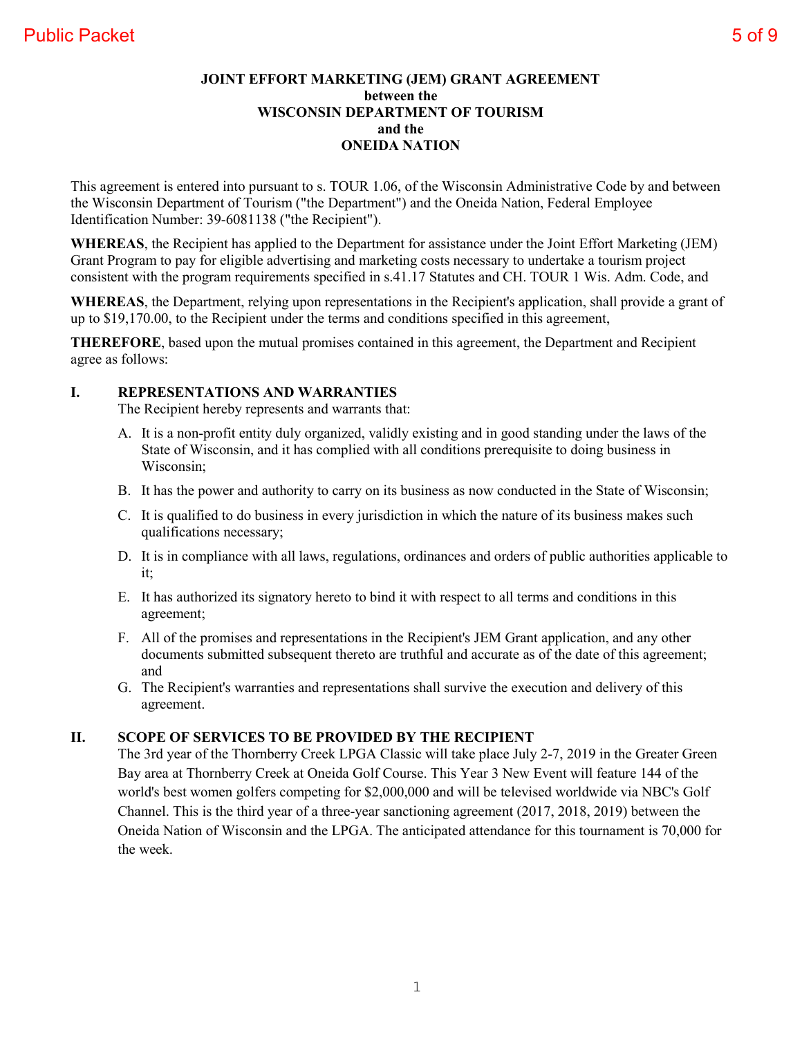**JOINT EFFORT MARKETING (JEM) GRANT AGREEMENT**
**between the**
**WISCONSIN DEPARTMENT OF TOURISM**
**and the**
**ONEIDA NATION**

This agreement is entered into pursuant to s. TOUR 1.06, of the Wisconsin Administrative Code by and between the Wisconsin Department of Tourism ("the Department") and the Oneida Nation, Federal Employee Identification Number: 39-6081138 ("the Recipient").

**WHEREAS**, the Recipient has applied to the Department for assistance under the Joint Effort Marketing (JEM) Grant Program to pay for eligible advertising and marketing costs necessary to undertake a tourism project consistent with the program requirements specified in s.41.17 Statutes and CH. TOUR 1 Wis. Adm. Code, and

**WHEREAS**, the Department, relying upon representations in the Recipient's application, shall provide a grant of up to $19,170.00, to the Recipient under the terms and conditions specified in this agreement,

**THEREFORE**, based upon the mutual promises contained in this agreement, the Department and Recipient agree as follows:

## I. REPRESENTATIONS AND WARRANTIES

The Recipient hereby represents and warrants that:

A. It is a non-profit entity duly organized, validly existing and in good standing under the laws of the State of Wisconsin, and it has complied with all conditions prerequisite to doing business in Wisconsin;

B. It has the power and authority to carry on its business as now conducted in the State of Wisconsin;

C. It is qualified to do business in every jurisdiction in which the nature of its business makes such qualifications necessary;

D. It is in compliance with all laws, regulations, ordinances and orders of public authorities applicable to it;

E. It has authorized its signatory hereto to bind it with respect to all terms and conditions in this agreement;

F. All of the promises and representations in the Recipient's JEM Grant application, and any other documents submitted subsequent thereto are truthful and accurate as of the date of this agreement; and

G. The Recipient's warranties and representations shall survive the execution and delivery of this agreement.

## II. SCOPE OF SERVICES TO BE PROVIDED BY THE RECIPIENT

The 3rd year of the Thornberry Creek LPGA Classic will take place July 2-7, 2019 in the Greater Green Bay area at Thornberry Creek at Oneida Golf Course. This Year 3 New Event will feature 144 of the world's best women golfers competing for $2,000,000 and will be televised worldwide via NBC's Golf Channel. This is the third year of a three-year sanctioning agreement (2017, 2018, 2019) between the Oneida Nation of Wisconsin and the LPGA. The anticipated attendance for this tournament is 70,000 for the week.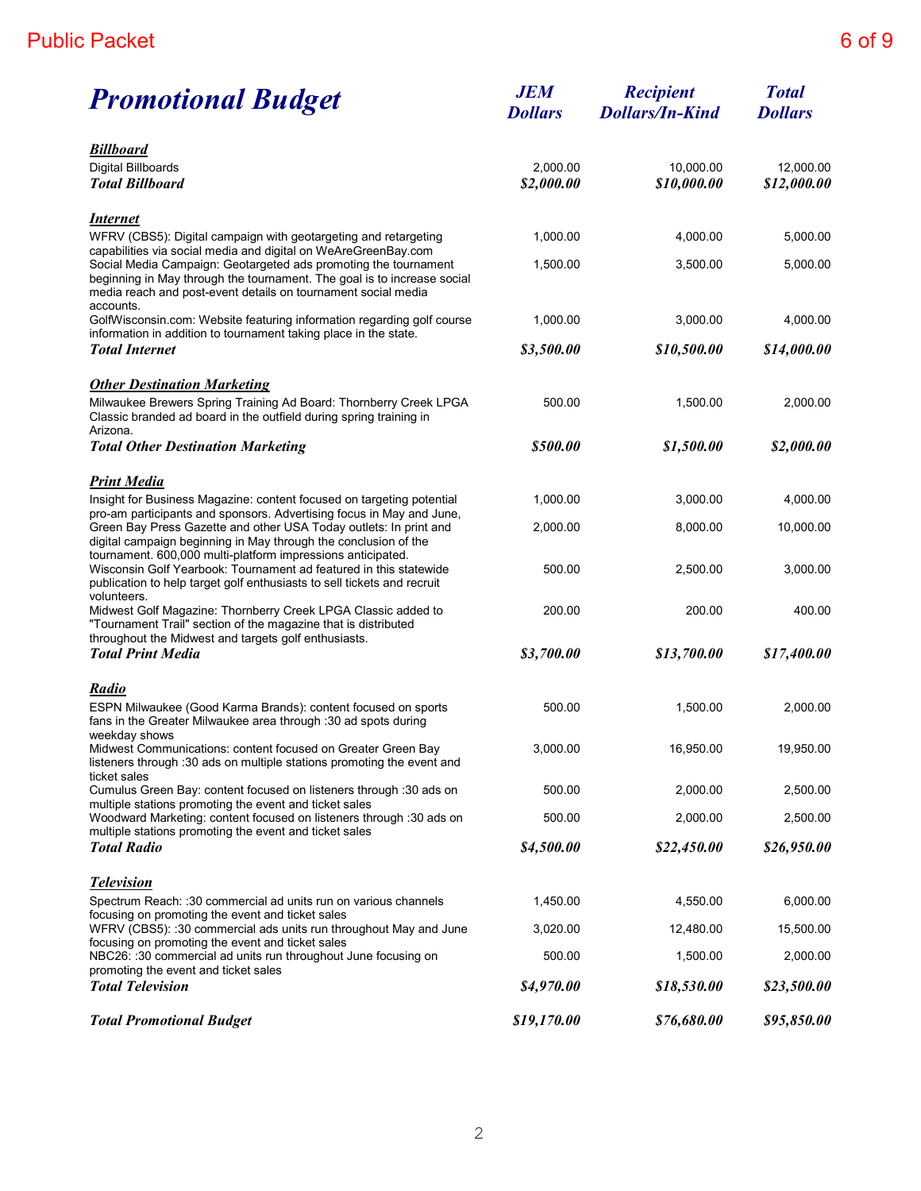# Promotional Budget

| | JEM Dollars | Recipient Dollars/In-Kind | Total Dollars |
|---|---|---|---|
| ***Billboard*** | | | |
| Digital Billboards | 2,000.00 | 10,000.00 | 12,000.00 |
| ***Total Billboard*** | ***$2,000.00*** | ***$10,000.00*** | ***$12,000.00*** |
| ***Internet*** | | | |
| WFRV (CBS5): Digital campaign with geotargeting and retargeting capabilities via social media and digital on WeAreGreenBay.com | 1,000.00 | 4,000.00 | 5,000.00 |
| Social Media Campaign: Geotargeted ads promoting the tournament beginning in May through the tournament. The goal is to increase social media reach and post-event details on tournament social media accounts. | 1,500.00 | 3,500.00 | 5,000.00 |
| GolfWisconsin.com: Website featuring information regarding golf course information in addition to tournament taking place in the state. | 1,000.00 | 3,000.00 | 4,000.00 |
| ***Total Internet*** | ***$3,500.00*** | ***$10,500.00*** | ***$14,000.00*** |
| ***Other Destination Marketing*** | | | |
| Milwaukee Brewers Spring Training Ad Board: Thornberry Creek LPGA Classic branded ad board in the outfield during spring training in Arizona. | 500.00 | 1,500.00 | 2,000.00 |
| ***Total Other Destination Marketing*** | ***$500.00*** | ***$1,500.00*** | ***$2,000.00*** |
| ***Print Media*** | | | |
| Insight for Business Magazine: content focused on targeting potential pro-am participants and sponsors. Advertising focus in May and June, | 1,000.00 | 3,000.00 | 4,000.00 |
| Green Bay Press Gazette and other USA Today outlets: In print and digital campaign beginning in May through the conclusion of the tournament. 600,000 multi-platform impressions anticipated. | 2,000.00 | 8,000.00 | 10,000.00 |
| Wisconsin Golf Yearbook: Tournament ad featured in this statewide publication to help target golf enthusiasts to sell tickets and recruit volunteers. | 500.00 | 2,500.00 | 3,000.00 |
| Midwest Golf Magazine: Thornberry Creek LPGA Classic added to "Tournament Trail" section of the magazine that is distributed throughout the Midwest and targets golf enthusiasts. | 200.00 | 200.00 | 400.00 |
| ***Total Print Media*** | ***$3,700.00*** | ***$13,700.00*** | ***$17,400.00*** |
| ***Radio*** | | | |
| ESPN Milwaukee (Good Karma Brands): content focused on sports fans in the Greater Milwaukee area through :30 ad spots during weekday shows | 500.00 | 1,500.00 | 2,000.00 |
| Midwest Communications: content focused on Greater Green Bay listeners through :30 ads on multiple stations promoting the event and ticket sales | 3,000.00 | 16,950.00 | 19,950.00 |
| Cumulus Green Bay: content focused on listeners through :30 ads on multiple stations promoting the event and ticket sales | 500.00 | 2,000.00 | 2,500.00 |
| Woodward Marketing: content focused on listeners through :30 ads on multiple stations promoting the event and ticket sales | 500.00 | 2,000.00 | 2,500.00 |
| ***Total Radio*** | ***$4,500.00*** | ***$22,450.00*** | ***$26,950.00*** |
| ***Television*** | | | |
| Spectrum Reach: :30 commercial ad units run on various channels focusing on promoting the event and ticket sales | 1,450.00 | 4,550.00 | 6,000.00 |
| WFRV (CBS5): :30 commercial ads units run throughout May and June focusing on promoting the event and ticket sales | 3,020.00 | 12,480.00 | 15,500.00 |
| NBC26: :30 commercial ad units run throughout June focusing on promoting the event and ticket sales | 500.00 | 1,500.00 | 2,000.00 |
| ***Total Television*** | ***$4,970.00*** | ***$18,530.00*** | ***$23,500.00*** |
| ***Total Promotional Budget*** | ***$19,170.00*** | ***$76,680.00*** | ***$95,850.00*** |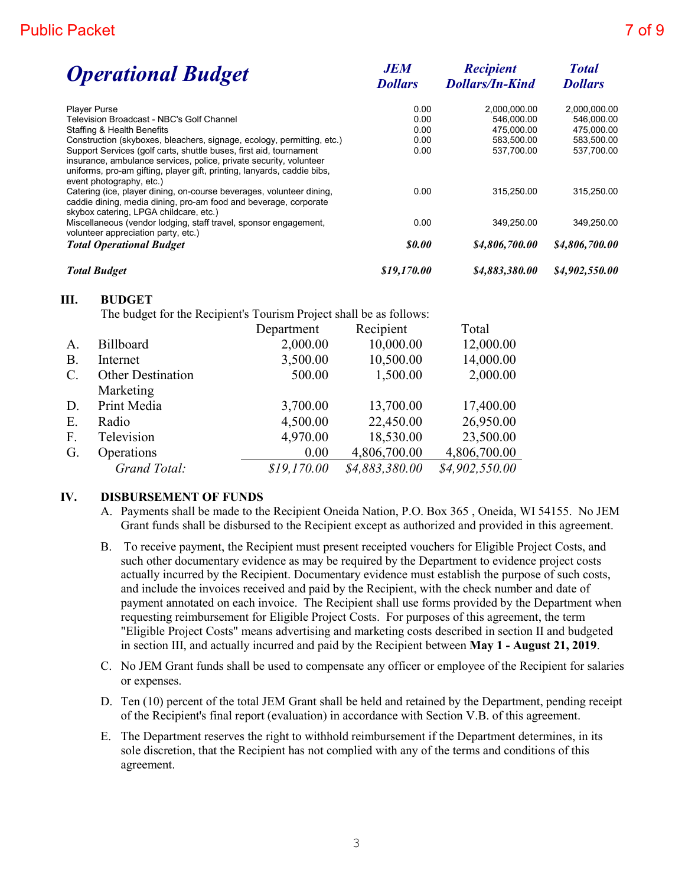## Operational Budget

| | *JEM Dollars* | *Recipient Dollars/In-Kind* | *Total Dollars* |
|---|---|---|---|
| Player Purse | 0.00 | 2,000,000.00 | 2,000,000.00 |
| Television Broadcast - NBC's Golf Channel | 0.00 | 546,000.00 | 546,000.00 |
| Staffing & Health Benefits | 0.00 | 475,000.00 | 475,000.00 |
| Construction (skyboxes, bleachers, signage, ecology, permitting, etc.) | 0.00 | 583,500.00 | 583,500.00 |
| Support Services (golf carts, shuttle buses, first aid, tournament insurance, ambulance services, police, private security, volunteer uniforms, pro-am gifting, player gift, printing, lanyards, caddie bibs, event photography, etc.) | 0.00 | 537,700.00 | 537,700.00 |
| Catering (ice, player dining, on-course beverages, volunteer dining, caddie dining, media dining, pro-am food and beverage, corporate skybox catering, LPGA childcare, etc.) | 0.00 | 315,250.00 | 315,250.00 |
| Miscellaneous (vendor lodging, staff travel, sponsor engagement, volunteer appreciation party, etc.) | 0.00 | 349,250.00 | 349,250.00 |
| ***Total Operational Budget*** | ***$0.00*** | ***$4,806,700.00*** | ***$4,806,700.00*** |
| ***Total Budget*** | ***$19,170.00*** | ***$4,883,380.00*** | ***$4,902,550.00*** |

**III. BUDGET**

The budget for the Recipient's Tourism Project shall be as follows:

| | | Department | Recipient | Total |
|---|---|---|---|---|
| A. | Billboard | 2,000.00 | 10,000.00 | 12,000.00 |
| B. | Internet | 3,500.00 | 10,500.00 | 14,000.00 |
| C. | Other Destination Marketing | 500.00 | 1,500.00 | 2,000.00 |
| D. | Print Media | 3,700.00 | 13,700.00 | 17,400.00 |
| E. | Radio | 4,500.00 | 22,450.00 | 26,950.00 |
| F. | Television | 4,970.00 | 18,530.00 | 23,500.00 |
| G. | Operations | 0.00 | 4,806,700.00 | 4,806,700.00 |
| | *Grand Total:* | *$19,170.00* | *$4,883,380.00* | *$4,902,550.00* |

**IV. DISBURSEMENT OF FUNDS**

A. Payments shall be made to the Recipient Oneida Nation, P.O. Box 365 , Oneida, WI 54155. No JEM Grant funds shall be disbursed to the Recipient except as authorized and provided in this agreement.

B. To receive payment, the Recipient must present receipted vouchers for Eligible Project Costs, and such other documentary evidence as may be required by the Department to evidence project costs actually incurred by the Recipient. Documentary evidence must establish the purpose of such costs, and include the invoices received and paid by the Recipient, with the check number and date of payment annotated on each invoice. The Recipient shall use forms provided by the Department when requesting reimbursement for Eligible Project Costs. For purposes of this agreement, the term "Eligible Project Costs" means advertising and marketing costs described in section II and budgeted in section III, and actually incurred and paid by the Recipient between **May 1 - August 21, 2019**.

C. No JEM Grant funds shall be used to compensate any officer or employee of the Recipient for salaries or expenses.

D. Ten (10) percent of the total JEM Grant shall be held and retained by the Department, pending receipt of the Recipient's final report (evaluation) in accordance with Section V.B. of this agreement.

E. The Department reserves the right to withhold reimbursement if the Department determines, in its sole discretion, that the Recipient has not complied with any of the terms and conditions of this agreement.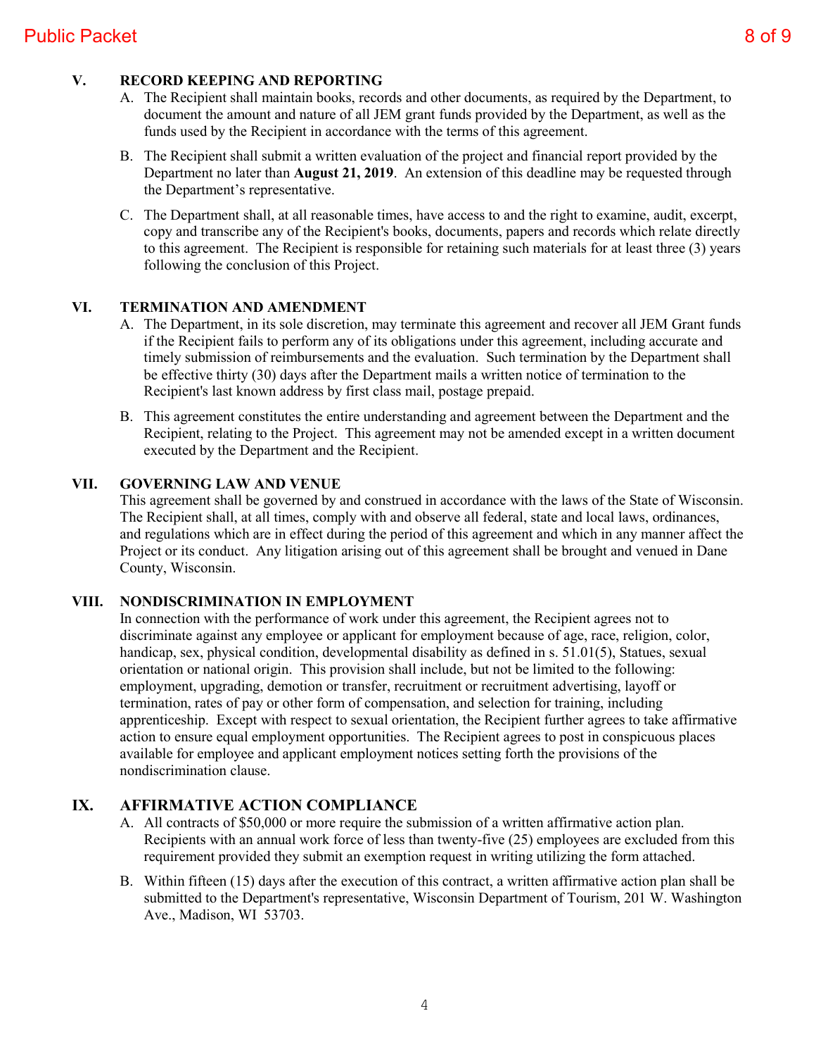## V. RECORD KEEPING AND REPORTING

A. The Recipient shall maintain books, records and other documents, as required by the Department, to document the amount and nature of all JEM grant funds provided by the Department, as well as the funds used by the Recipient in accordance with the terms of this agreement.

B. The Recipient shall submit a written evaluation of the project and financial report provided by the Department no later than **August 21, 2019**. An extension of this deadline may be requested through the Department's representative.

C. The Department shall, at all reasonable times, have access to and the right to examine, audit, excerpt, copy and transcribe any of the Recipient's books, documents, papers and records which relate directly to this agreement. The Recipient is responsible for retaining such materials for at least three (3) years following the conclusion of this Project.

## VI. TERMINATION AND AMENDMENT

A. The Department, in its sole discretion, may terminate this agreement and recover all JEM Grant funds if the Recipient fails to perform any of its obligations under this agreement, including accurate and timely submission of reimbursements and the evaluation. Such termination by the Department shall be effective thirty (30) days after the Department mails a written notice of termination to the Recipient's last known address by first class mail, postage prepaid.

B. This agreement constitutes the entire understanding and agreement between the Department and the Recipient, relating to the Project. This agreement may not be amended except in a written document executed by the Department and the Recipient.

## VII. GOVERNING LAW AND VENUE

This agreement shall be governed by and construed in accordance with the laws of the State of Wisconsin. The Recipient shall, at all times, comply with and observe all federal, state and local laws, ordinances, and regulations which are in effect during the period of this agreement and which in any manner affect the Project or its conduct. Any litigation arising out of this agreement shall be brought and venued in Dane County, Wisconsin.

## VIII. NONDISCRIMINATION IN EMPLOYMENT

In connection with the performance of work under this agreement, the Recipient agrees not to discriminate against any employee or applicant for employment because of age, race, religion, color, handicap, sex, physical condition, developmental disability as defined in s. 51.01(5), Statues, sexual orientation or national origin. This provision shall include, but not be limited to the following: employment, upgrading, demotion or transfer, recruitment or recruitment advertising, layoff or termination, rates of pay or other form of compensation, and selection for training, including apprenticeship. Except with respect to sexual orientation, the Recipient further agrees to take affirmative action to ensure equal employment opportunities. The Recipient agrees to post in conspicuous places available for employee and applicant employment notices setting forth the provisions of the nondiscrimination clause.

## IX. AFFIRMATIVE ACTION COMPLIANCE

A. All contracts of $50,000 or more require the submission of a written affirmative action plan. Recipients with an annual work force of less than twenty-five (25) employees are excluded from this requirement provided they submit an exemption request in writing utilizing the form attached.

B. Within fifteen (15) days after the execution of this contract, a written affirmative action plan shall be submitted to the Department's representative, Wisconsin Department of Tourism, 201 W. Washington Ave., Madison, WI 53703.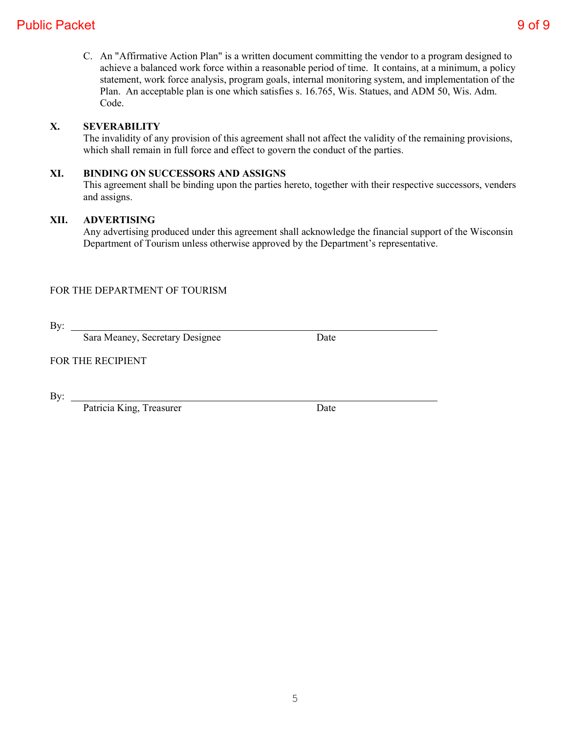C. An "Affirmative Action Plan" is a written document committing the vendor to a program designed to achieve a balanced work force within a reasonable period of time. It contains, at a minimum, a policy statement, work force analysis, program goals, internal monitoring system, and implementation of the Plan. An acceptable plan is one which satisfies s. 16.765, Wis. Statues, and ADM 50, Wis. Adm. Code.

**X. SEVERABILITY**

The invalidity of any provision of this agreement shall not affect the validity of the remaining provisions, which shall remain in full force and effect to govern the conduct of the parties.

**XI. BINDING ON SUCCESSORS AND ASSIGNS**

This agreement shall be binding upon the parties hereto, together with their respective successors, venders and assigns.

**XII. ADVERTISING**

Any advertising produced under this agreement shall acknowledge the financial support of the Wisconsin Department of Tourism unless otherwise approved by the Department's representative.

FOR THE DEPARTMENT OF TOURISM

By: ______________________________________________

Sara Meaney, Secretary Designee Date

FOR THE RECIPIENT

By: ______________________________________________

Patricia King, Treasurer Date